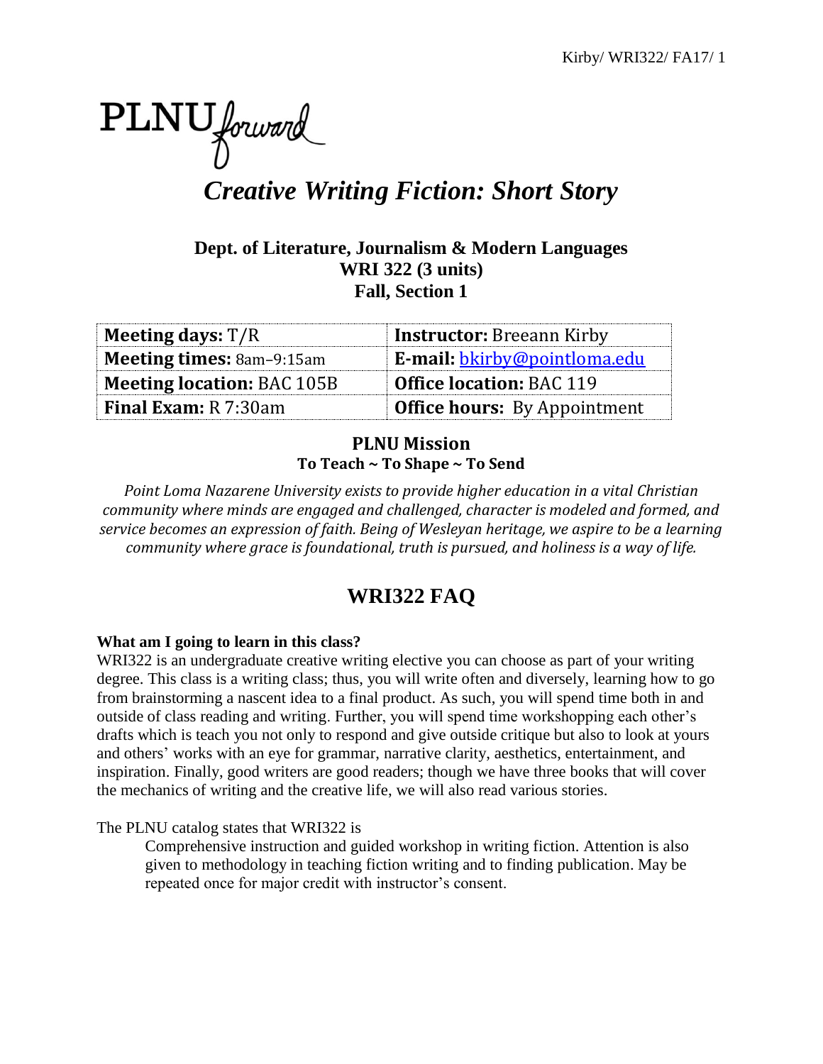PLNU forward

# *Creative Writing Fiction: Short Story*

**Dept. of Literature, Journalism & Modern Languages**
**WRI 322 (3 units)**
**Fall, Section 1**

| **Meeting days:** T/R | **Instructor:** Breeann Kirby |
|---|---|
| **Meeting times:** 8am–9:15am | **E-mail:** bkirby@pointloma.edu |
| **Meeting location:** BAC 105B | **Office location:** BAC 119 |
| **Final Exam:** R 7:30am | **Office hours:** By Appointment |

## PLNU Mission

**To Teach ~ To Shape ~ To Send**

*Point Loma Nazarene University exists to provide higher education in a vital Christian community where minds are engaged and challenged, character is modeled and formed, and service becomes an expression of faith. Being of Wesleyan heritage, we aspire to be a learning community where grace is foundational, truth is pursued, and holiness is a way of life.*

## WRI322 FAQ

**What am I going to learn in this class?**

WRI322 is an undergraduate creative writing elective you can choose as part of your writing degree. This class is a writing class; thus, you will write often and diversely, learning how to go from brainstorming a nascent idea to a final product. As such, you will spend time both in and outside of class reading and writing. Further, you will spend time workshopping each other's drafts which is teach you not only to respond and give outside critique but also to look at yours and others' works with an eye for grammar, narrative clarity, aesthetics, entertainment, and inspiration. Finally, good writers are good readers; though we have three books that will cover the mechanics of writing and the creative life, we will also read various stories.

The PLNU catalog states that WRI322 is

> Comprehensive instruction and guided workshop in writing fiction. Attention is also given to methodology in teaching fiction writing and to finding publication. May be repeated once for major credit with instructor's consent.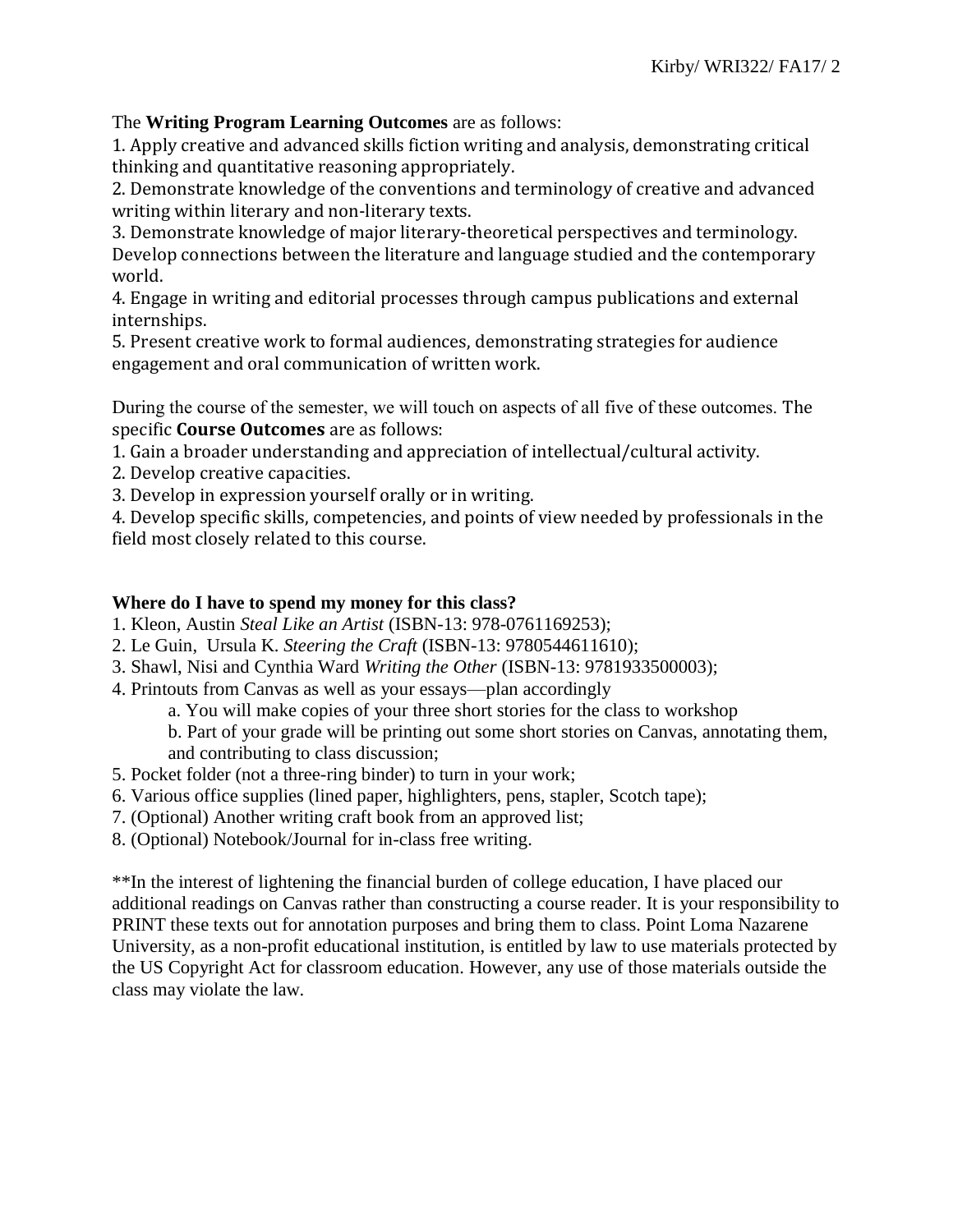The **Writing Program Learning Outcomes** are as follows:

1. Apply creative and advanced skills fiction writing and analysis, demonstrating critical thinking and quantitative reasoning appropriately.
2. Demonstrate knowledge of the conventions and terminology of creative and advanced writing within literary and non-literary texts.
3. Demonstrate knowledge of major literary-theoretical perspectives and terminology. Develop connections between the literature and language studied and the contemporary world.
4. Engage in writing and editorial processes through campus publications and external internships.
5. Present creative work to formal audiences, demonstrating strategies for audience engagement and oral communication of written work.

During the course of the semester, we will touch on aspects of all five of these outcomes. The specific **Course Outcomes** are as follows:

1. Gain a broader understanding and appreciation of intellectual/cultural activity.
2. Develop creative capacities.
3. Develop in expression yourself orally or in writing.
4. Develop specific skills, competencies, and points of view needed by professionals in the field most closely related to this course.

**Where do I have to spend my money for this class?**

1. Kleon, Austin *Steal Like an Artist* (ISBN-13: 978-0761169253);
2. Le Guin, Ursula K. *Steering the Craft* (ISBN-13: 9780544611610);
3. Shawl, Nisi and Cynthia Ward *Writing the Other* (ISBN-13: 9781933500003);
4. Printouts from Canvas as well as your essays—plan accordingly
   a. You will make copies of your three short stories for the class to workshop
   b. Part of your grade will be printing out some short stories on Canvas, annotating them, and contributing to class discussion;
5. Pocket folder (not a three-ring binder) to turn in your work;
6. Various office supplies (lined paper, highlighters, pens, stapler, Scotch tape);
7. (Optional) Another writing craft book from an approved list;
8. (Optional) Notebook/Journal for in-class free writing.

**In the interest of lightening the financial burden of college education, I have placed our additional readings on Canvas rather than constructing a course reader. It is your responsibility to PRINT these texts out for annotation purposes and bring them to class. Point Loma Nazarene University, as a non-profit educational institution, is entitled by law to use materials protected by the US Copyright Act for classroom education. However, any use of those materials outside the class may violate the law.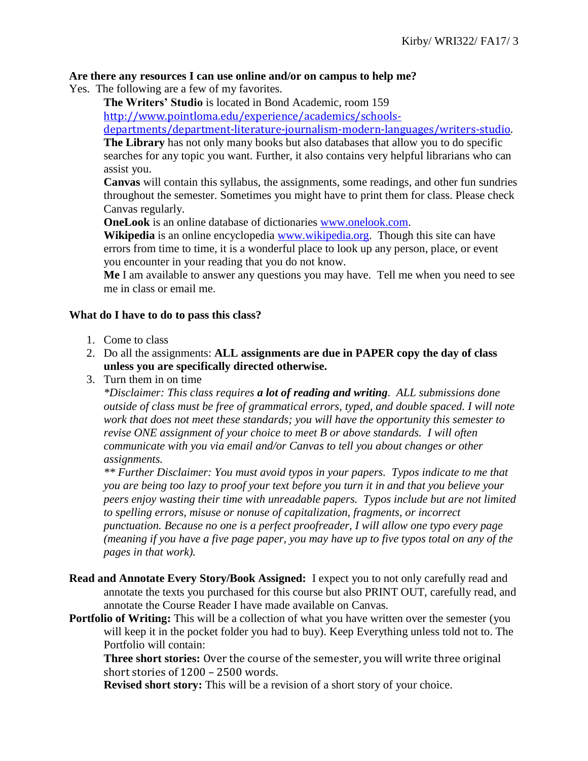**Are there any resources I can use online and/or on campus to help me?**

Yes. The following are a few of my favorites.

**The Writers' Studio** is located in Bond Academic, room 159 [http://www.pointloma.edu/experience/academics/schools-departments/department-literature-journalism-modern-languages/writers-studio](http://www.pointloma.edu/experience/academics/schools-departments/department-literature-journalism-modern-languages/writers-studio).

**The Library** has not only many books but also databases that allow you to do specific searches for any topic you want. Further, it also contains very helpful librarians who can assist you.

**Canvas** will contain this syllabus, the assignments, some readings, and other fun sundries throughout the semester. Sometimes you might have to print them for class. Please check Canvas regularly.

**OneLook** is an online database of dictionaries [www.onelook.com](http://www.onelook.com).

**Wikipedia** is an online encyclopedia [www.wikipedia.org](http://www.wikipedia.org). Though this site can have errors from time to time, it is a wonderful place to look up any person, place, or event you encounter in your reading that you do not know.

**Me** I am available to answer any questions you may have. Tell me when you need to see me in class or email me.

**What do I have to do to pass this class?**

1. Come to class
2. Do all the assignments: **ALL assignments are due in PAPER copy the day of class unless you are specifically directed otherwise.**
3. Turn them in on time

   *\*Disclaimer: This class requires* ***a lot of reading and writing****. ALL submissions done outside of class must be free of grammatical errors, typed, and double spaced. I will note work that does not meet these standards; you will have the opportunity this semester to revise ONE assignment of your choice to meet B or above standards. I will often communicate with you via email and/or Canvas to tell you about changes or other assignments.*

   *\*\* Further Disclaimer: You must avoid typos in your papers. Typos indicate to me that you are being too lazy to proof your text before you turn it in and that you believe your peers enjoy wasting their time with unreadable papers. Typos include but are not limited to spelling errors, misuse or nonuse of capitalization, fragments, or incorrect punctuation. Because no one is a perfect proofreader, I will allow one typo every page (meaning if you have a five page paper, you may have up to five typos total on any of the pages in that work).*

**Read and Annotate Every Story/Book Assigned:** I expect you to not only carefully read and annotate the texts you purchased for this course but also PRINT OUT, carefully read, and annotate the Course Reader I have made available on Canvas.

**Portfolio of Writing:** This will be a collection of what you have written over the semester (you will keep it in the pocket folder you had to buy). Keep Everything unless told not to. The Portfolio will contain:

**Three short stories:** Over the course of the semester, you will write three original short stories of 1200 – 2500 words.

**Revised short story:** This will be a revision of a short story of your choice.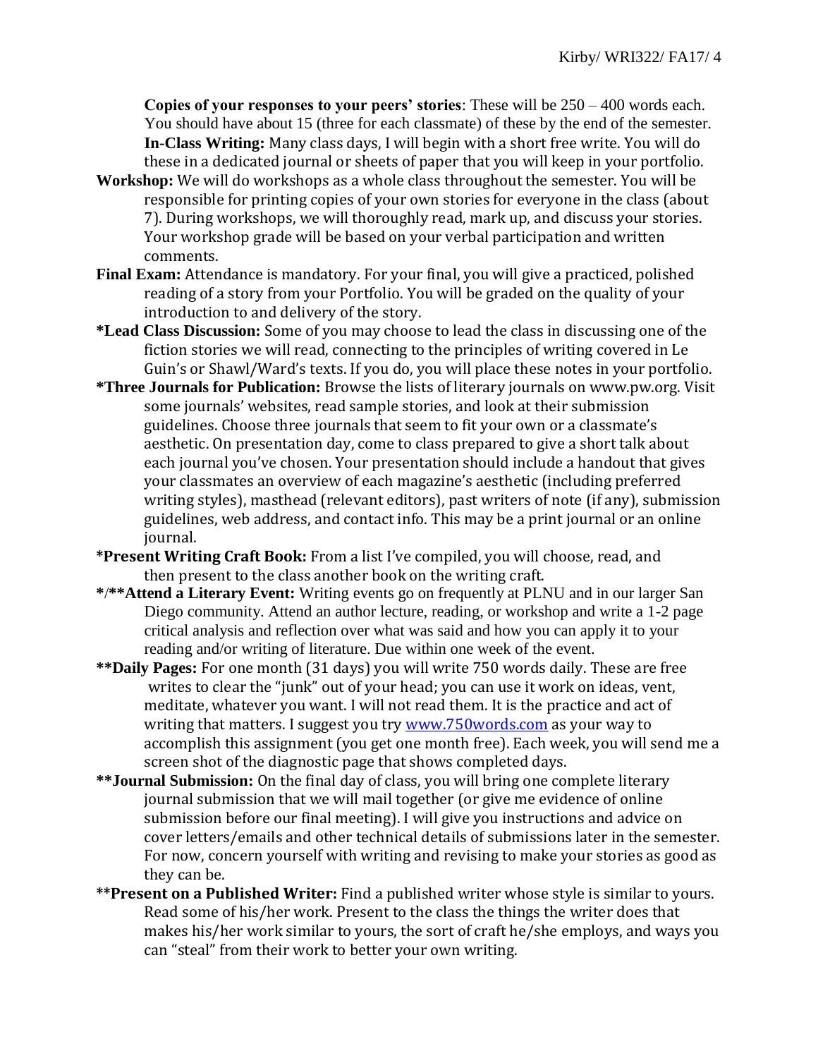**Copies of your responses to your peers' stories**: These will be 250 – 400 words each. You should have about 15 (three for each classmate) of these by the end of the semester.

**In-Class Writing:** Many class days, I will begin with a short free write. You will do these in a dedicated journal or sheets of paper that you will keep in your portfolio.

**Workshop:** We will do workshops as a whole class throughout the semester. You will be responsible for printing copies of your own stories for everyone in the class (about 7). During workshops, we will thoroughly read, mark up, and discuss your stories. Your workshop grade will be based on your verbal participation and written comments.

**Final Exam:** Attendance is mandatory. For your final, you will give a practiced, polished reading of a story from your Portfolio. You will be graded on the quality of your introduction to and delivery of the story.

**\*Lead Class Discussion:** Some of you may choose to lead the class in discussing one of the fiction stories we will read, connecting to the principles of writing covered in Le Guin's or Shawl/Ward's texts. If you do, you will place these notes in your portfolio.

**\*Three Journals for Publication:** Browse the lists of literary journals on www.pw.org. Visit some journals' websites, read sample stories, and look at their submission guidelines. Choose three journals that seem to fit your own or a classmate's aesthetic. On presentation day, come to class prepared to give a short talk about each journal you've chosen. Your presentation should include a handout that gives your classmates an overview of each magazine's aesthetic (including preferred writing styles), masthead (relevant editors), past writers of note (if any), submission guidelines, web address, and contact info. This may be a print journal or an online journal.

**\*Present Writing Craft Book:** From a list I've compiled, you will choose, read, and then present to the class another book on the writing craft.

**\*/\*\*Attend a Literary Event:** Writing events go on frequently at PLNU and in our larger San Diego community. Attend an author lecture, reading, or workshop and write a 1-2 page critical analysis and reflection over what was said and how you can apply it to your reading and/or writing of literature. Due within one week of the event.

**\*\*Daily Pages:** For one month (31 days) you will write 750 words daily. These are free writes to clear the "junk" out of your head; you can use it work on ideas, vent, meditate, whatever you want. I will not read them. It is the practice and act of writing that matters. I suggest you try [www.750words.com](http://www.750words.com) as your way to accomplish this assignment (you get one month free). Each week, you will send me a screen shot of the diagnostic page that shows completed days.

**\*\*Journal Submission:** On the final day of class, you will bring one complete literary journal submission that we will mail together (or give me evidence of online submission before our final meeting). I will give you instructions and advice on cover letters/emails and other technical details of submissions later in the semester. For now, concern yourself with writing and revising to make your stories as good as they can be.

**\*\*Present on a Published Writer:** Find a published writer whose style is similar to yours. Read some of his/her work. Present to the class the things the writer does that makes his/her work similar to yours, the sort of craft he/she employs, and ways you can "steal" from their work to better your own writing.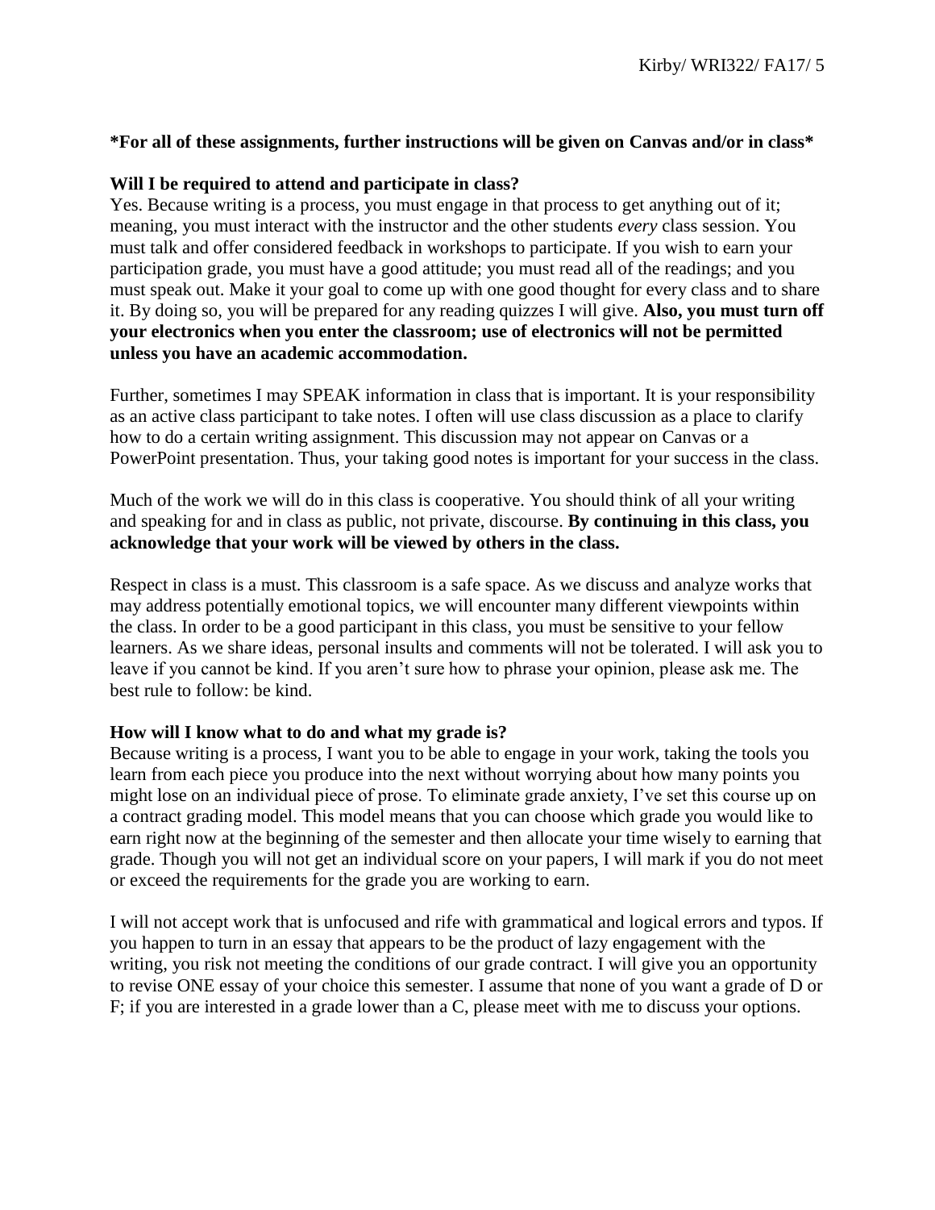**\*For all of these assignments, further instructions will be given on Canvas and/or in class\***

**Will I be required to attend and participate in class?**

Yes. Because writing is a process, you must engage in that process to get anything out of it; meaning, you must interact with the instructor and the other students *every* class session. You must talk and offer considered feedback in workshops to participate. If you wish to earn your participation grade, you must have a good attitude; you must read all of the readings; and you must speak out. Make it your goal to come up with one good thought for every class and to share it. By doing so, you will be prepared for any reading quizzes I will give. **Also, you must turn off your electronics when you enter the classroom; use of electronics will not be permitted unless you have an academic accommodation.**

Further, sometimes I may SPEAK information in class that is important. It is your responsibility as an active class participant to take notes. I often will use class discussion as a place to clarify how to do a certain writing assignment. This discussion may not appear on Canvas or a PowerPoint presentation. Thus, your taking good notes is important for your success in the class.

Much of the work we will do in this class is cooperative. You should think of all your writing and speaking for and in class as public, not private, discourse. **By continuing in this class, you acknowledge that your work will be viewed by others in the class.**

Respect in class is a must. This classroom is a safe space. As we discuss and analyze works that may address potentially emotional topics, we will encounter many different viewpoints within the class. In order to be a good participant in this class, you must be sensitive to your fellow learners. As we share ideas, personal insults and comments will not be tolerated. I will ask you to leave if you cannot be kind. If you aren't sure how to phrase your opinion, please ask me. The best rule to follow: be kind.

**How will I know what to do and what my grade is?**

Because writing is a process, I want you to be able to engage in your work, taking the tools you learn from each piece you produce into the next without worrying about how many points you might lose on an individual piece of prose. To eliminate grade anxiety, I've set this course up on a contract grading model. This model means that you can choose which grade you would like to earn right now at the beginning of the semester and then allocate your time wisely to earning that grade. Though you will not get an individual score on your papers, I will mark if you do not meet or exceed the requirements for the grade you are working to earn.

I will not accept work that is unfocused and rife with grammatical and logical errors and typos. If you happen to turn in an essay that appears to be the product of lazy engagement with the writing, you risk not meeting the conditions of our grade contract. I will give you an opportunity to revise ONE essay of your choice this semester. I assume that none of you want a grade of D or F; if you are interested in a grade lower than a C, please meet with me to discuss your options.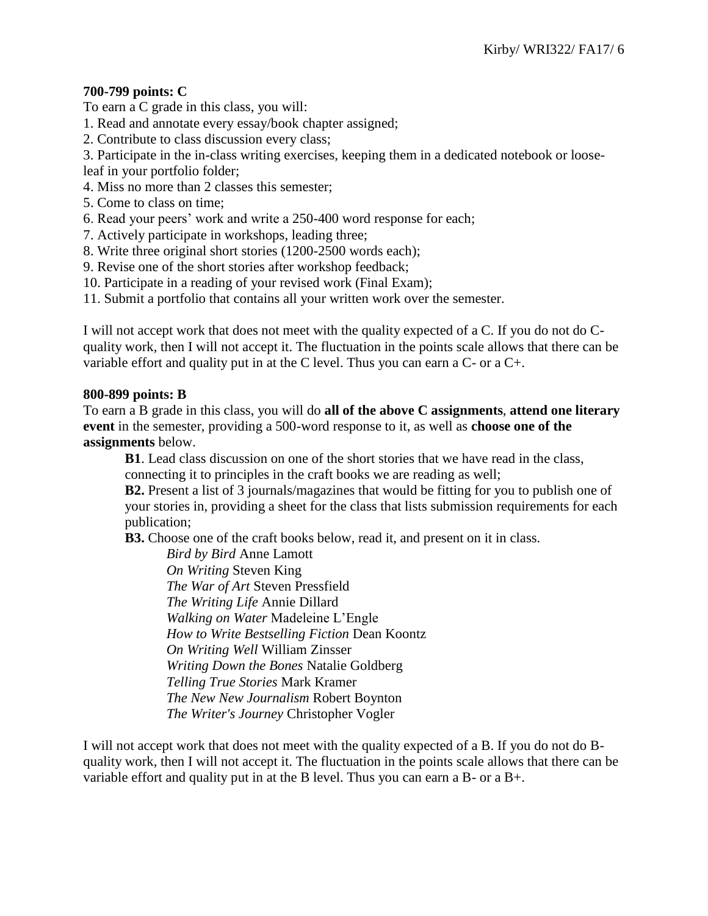**700-799 points: C**

To earn a C grade in this class, you will:

1. Read and annotate every essay/book chapter assigned;
2. Contribute to class discussion every class;
3. Participate in the in-class writing exercises, keeping them in a dedicated notebook or loose-leaf in your portfolio folder;
4. Miss no more than 2 classes this semester;
5. Come to class on time;
6. Read your peers' work and write a 250-400 word response for each;
7. Actively participate in workshops, leading three;
8. Write three original short stories (1200-2500 words each);
9. Revise one of the short stories after workshop feedback;
10. Participate in a reading of your revised work (Final Exam);
11. Submit a portfolio that contains all your written work over the semester.

I will not accept work that does not meet with the quality expected of a C. If you do not do C-quality work, then I will not accept it. The fluctuation in the points scale allows that there can be variable effort and quality put in at the C level. Thus you can earn a C- or a C+.

**800-899 points: B**

To earn a B grade in this class, you will do **all of the above C assignments**, **attend one literary event** in the semester, providing a 500-word response to it, as well as **choose one of the assignments** below.

> **B1**. Lead class discussion on one of the short stories that we have read in the class, connecting it to principles in the craft books we are reading as well;
>
> **B2.** Present a list of 3 journals/magazines that would be fitting for you to publish one of your stories in, providing a sheet for the class that lists submission requirements for each publication;
>
> **B3.** Choose one of the craft books below, read it, and present on it in class.
>
> *Bird by Bird* Anne Lamott
> *On Writing* Steven King
> *The War of Art* Steven Pressfield
> *The Writing Life* Annie Dillard
> *Walking on Water* Madeleine L'Engle
> *How to Write Bestselling Fiction* Dean Koontz
> *On Writing Well* William Zinsser
> *Writing Down the Bones* Natalie Goldberg
> *Telling True Stories* Mark Kramer
> *The New New Journalism* Robert Boynton
> *The Writer's Journey* Christopher Vogler

I will not accept work that does not meet with the quality expected of a B. If you do not do B-quality work, then I will not accept it. The fluctuation in the points scale allows that there can be variable effort and quality put in at the B level. Thus you can earn a B- or a B+.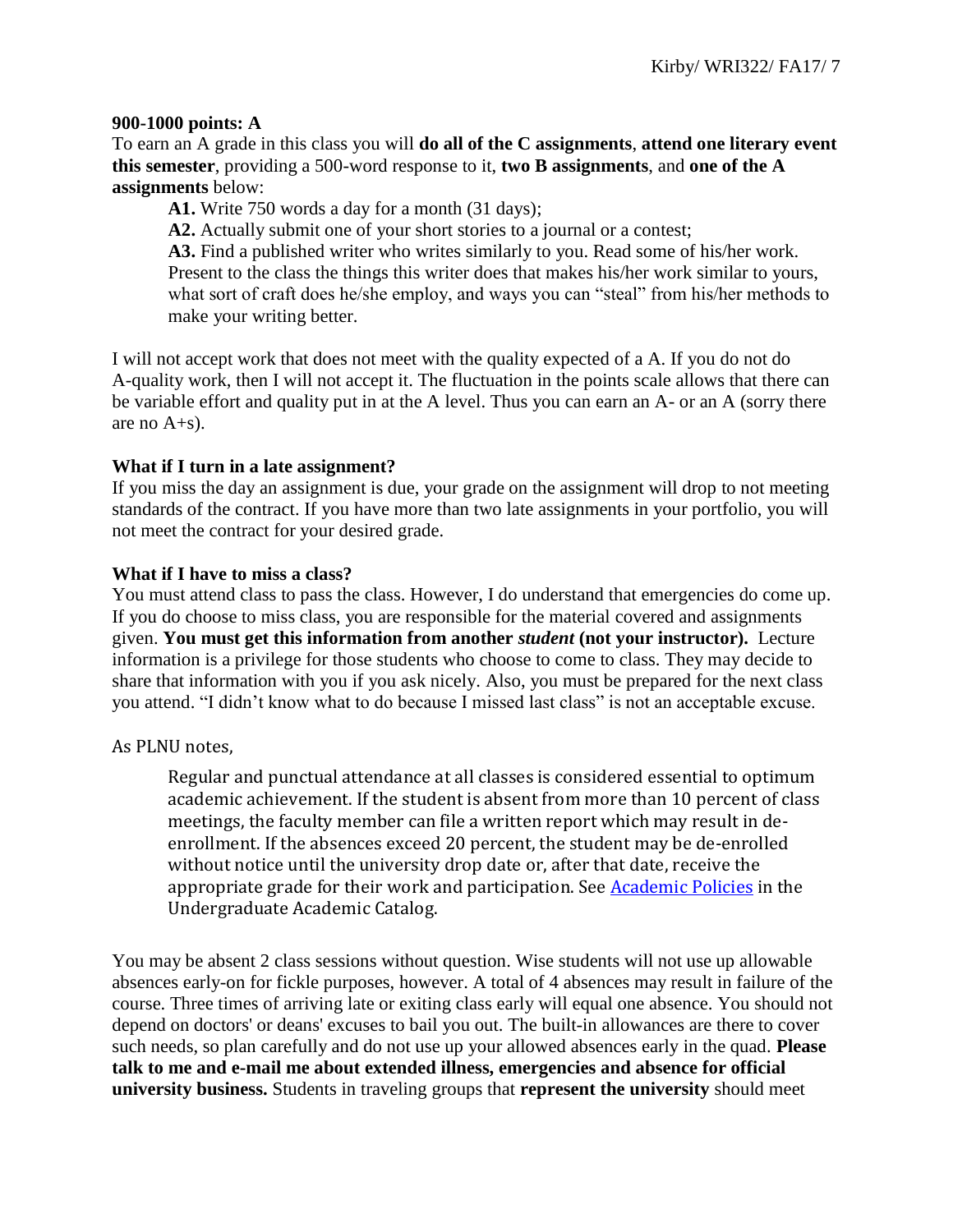**900-1000 points: A**

To earn an A grade in this class you will **do all of the C assignments**, **attend one literary event this semester**, providing a 500-word response to it, **two B assignments**, and **one of the A assignments** below:

> **A1.** Write 750 words a day for a month (31 days);
>
> **A2.** Actually submit one of your short stories to a journal or a contest;
>
> **A3.** Find a published writer who writes similarly to you. Read some of his/her work. Present to the class the things this writer does that makes his/her work similar to yours, what sort of craft does he/she employ, and ways you can "steal" from his/her methods to make your writing better.

I will not accept work that does not meet with the quality expected of a A. If you do not do A-quality work, then I will not accept it. The fluctuation in the points scale allows that there can be variable effort and quality put in at the A level. Thus you can earn an A- or an A (sorry there are no A+s).

**What if I turn in a late assignment?**

If you miss the day an assignment is due, your grade on the assignment will drop to not meeting standards of the contract. If you have more than two late assignments in your portfolio, you will not meet the contract for your desired grade.

**What if I have to miss a class?**

You must attend class to pass the class. However, I do understand that emergencies do come up. If you do choose to miss class, you are responsible for the material covered and assignments given. **You must get this information from another *student* (not your instructor).** Lecture information is a privilege for those students who choose to come to class. They may decide to share that information with you if you ask nicely. Also, you must be prepared for the next class you attend. "I didn't know what to do because I missed last class" is not an acceptable excuse.

As PLNU notes,

> Regular and punctual attendance at all classes is considered essential to optimum academic achievement. If the student is absent from more than 10 percent of class meetings, the faculty member can file a written report which may result in de-enrollment. If the absences exceed 20 percent, the student may be de-enrolled without notice until the university drop date or, after that date, receive the appropriate grade for their work and participation. See Academic Policies in the Undergraduate Academic Catalog.

You may be absent 2 class sessions without question. Wise students will not use up allowable absences early-on for fickle purposes, however. A total of 4 absences may result in failure of the course. Three times of arriving late or exiting class early will equal one absence. You should not depend on doctors' or deans' excuses to bail you out. The built-in allowances are there to cover such needs, so plan carefully and do not use up your allowed absences early in the quad. **Please talk to me and e-mail me about extended illness, emergencies and absence for official university business.** Students in traveling groups that **represent the university** should meet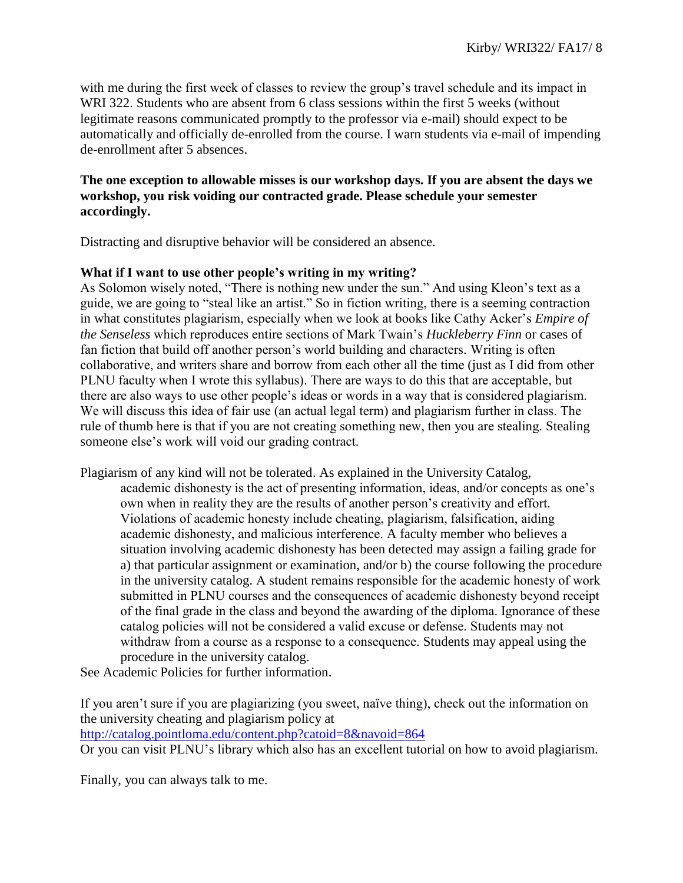with me during the first week of classes to review the group's travel schedule and its impact in WRI 322. Students who are absent from 6 class sessions within the first 5 weeks (without legitimate reasons communicated promptly to the professor via e-mail) should expect to be automatically and officially de-enrolled from the course. I warn students via e-mail of impending de-enrollment after 5 absences.

**The one exception to allowable misses is our workshop days. If you are absent the days we workshop, you risk voiding our contracted grade. Please schedule your semester accordingly.**

Distracting and disruptive behavior will be considered an absence.

**What if I want to use other people's writing in my writing?**

As Solomon wisely noted, "There is nothing new under the sun." And using Kleon's text as a guide, we are going to "steal like an artist." So in fiction writing, there is a seeming contraction in what constitutes plagiarism, especially when we look at books like Cathy Acker's *Empire of the Senseless* which reproduces entire sections of Mark Twain's *Huckleberry Finn* or cases of fan fiction that build off another person's world building and characters. Writing is often collaborative, and writers share and borrow from each other all the time (just as I did from other PLNU faculty when I wrote this syllabus). There are ways to do this that are acceptable, but there are also ways to use other people's ideas or words in a way that is considered plagiarism. We will discuss this idea of fair use (an actual legal term) and plagiarism further in class. The rule of thumb here is that if you are not creating something new, then you are stealing. Stealing someone else's work will void our grading contract.

Plagiarism of any kind will not be tolerated. As explained in the University Catalog,

> academic dishonesty is the act of presenting information, ideas, and/or concepts as one's own when in reality they are the results of another person's creativity and effort. Violations of academic honesty include cheating, plagiarism, falsification, aiding academic dishonesty, and malicious interference. A faculty member who believes a situation involving academic dishonesty has been detected may assign a failing grade for a) that particular assignment or examination, and/or b) the course following the procedure in the university catalog. A student remains responsible for the academic honesty of work submitted in PLNU courses and the consequences of academic dishonesty beyond receipt of the final grade in the class and beyond the awarding of the diploma. Ignorance of these catalog policies will not be considered a valid excuse or defense. Students may not withdraw from a course as a response to a consequence. Students may appeal using the procedure in the university catalog.

See Academic Policies for further information.

If you aren't sure if you are plagiarizing (you sweet, naïve thing), check out the information on the university cheating and plagiarism policy at
http://catalog.pointloma.edu/content.php?catoid=8&navoid=864
Or you can visit PLNU's library which also has an excellent tutorial on how to avoid plagiarism.

Finally, you can always talk to me.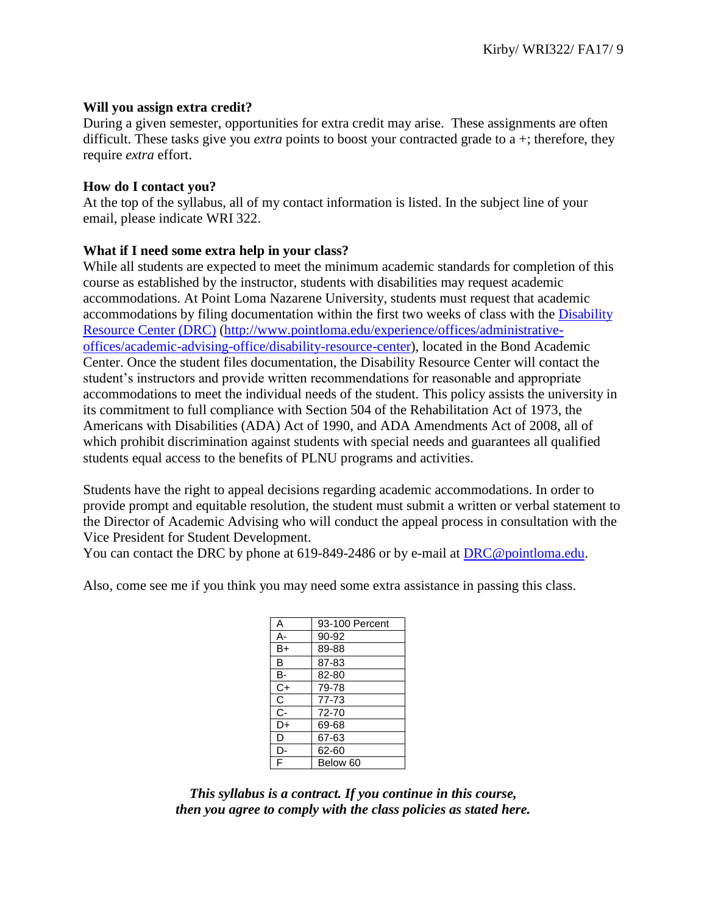**Will you assign extra credit?**

During a given semester, opportunities for extra credit may arise. These assignments are often difficult. These tasks give you *extra* points to boost your contracted grade to a +; therefore, they require *extra* effort.

**How do I contact you?**

At the top of the syllabus, all of my contact information is listed. In the subject line of your email, please indicate WRI 322.

**What if I need some extra help in your class?**

While all students are expected to meet the minimum academic standards for completion of this course as established by the instructor, students with disabilities may request academic accommodations. At Point Loma Nazarene University, students must request that academic accommodations by filing documentation within the first two weeks of class with the [Disability Resource Center (DRC)](http://www.pointloma.edu/experience/offices/administrative-offices/academic-advising-office/disability-resource-center) (http://www.pointloma.edu/experience/offices/administrative-offices/academic-advising-office/disability-resource-center), located in the Bond Academic Center. Once the student files documentation, the Disability Resource Center will contact the student's instructors and provide written recommendations for reasonable and appropriate accommodations to meet the individual needs of the student. This policy assists the university in its commitment to full compliance with Section 504 of the Rehabilitation Act of 1973, the Americans with Disabilities (ADA) Act of 1990, and ADA Amendments Act of 2008, all of which prohibit discrimination against students with special needs and guarantees all qualified students equal access to the benefits of PLNU programs and activities.

Students have the right to appeal decisions regarding academic accommodations. In order to provide prompt and equitable resolution, the student must submit a written or verbal statement to the Director of Academic Advising who will conduct the appeal process in consultation with the Vice President for Student Development.
You can contact the DRC by phone at 619-849-2486 or by e-mail at DRC@pointloma.edu.

Also, come see me if you think you may need some extra assistance in passing this class.

| A | 93-100 Percent |
|---|---|
| A- | 90-92 |
| B+ | 89-88 |
| B | 87-83 |
| B- | 82-80 |
| C+ | 79-78 |
| C | 77-73 |
| C- | 72-70 |
| D+ | 69-68 |
| D | 67-63 |
| D- | 62-60 |
| F | Below 60 |

***This syllabus is a contract. If you continue in this course, then you agree to comply with the class policies as stated here.***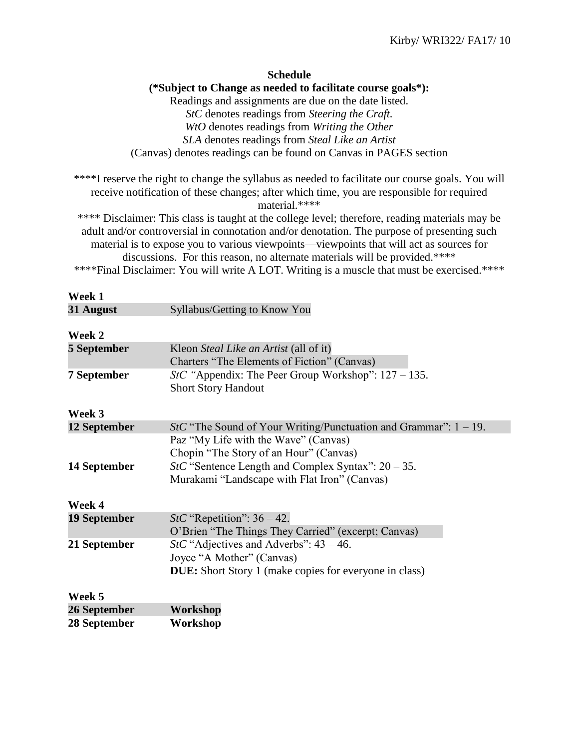**Schedule**

**(*Subject to Change as needed to facilitate course goals*):**

Readings and assignments are due on the date listed.

*StC* denotes readings from *Steering the Craft.*

*WtO* denotes readings from *Writing the Other*

*SLA* denotes readings from *Steal Like an Artist*

(Canvas) denotes readings can be found on Canvas in PAGES section

****I reserve the right to change the syllabus as needed to facilitate our course goals. You will receive notification of these changes; after which time, you are responsible for required material.****

**** Disclaimer: This class is taught at the college level; therefore, reading materials may be adult and/or controversial in connotation and/or denotation. The purpose of presenting such material is to expose you to various viewpoints—viewpoints that will act as sources for discussions. For this reason, no alternate materials will be provided.****

****Final Disclaimer: You will write A LOT. Writing is a muscle that must be exercised.****

**Week 1**

| | |
|---|---|
| **31 August** | Syllabus/Getting to Know You |

**Week 2**

| | |
|---|---|
| **5 September** | Kleon *Steal Like an Artist* (all of it)<br>Charters "The Elements of Fiction" (Canvas) |
| **7 September** | *StC "*Appendix: The Peer Group Workshop": 127 – 135.<br>Short Story Handout |

**Week 3**

| | |
|---|---|
| **12 September** | *StC* "The Sound of Your Writing/Punctuation and Grammar": 1 – 19.<br>Paz "My Life with the Wave" (Canvas)<br>Chopin "The Story of an Hour" (Canvas) |
| **14 September** | *StC* "Sentence Length and Complex Syntax": 20 – 35.<br>Murakami "Landscape with Flat Iron" (Canvas) |

**Week 4**

| | |
|---|---|
| **19 September** | *StC* "Repetition": 36 – 42.<br>O'Brien "The Things They Carried" (excerpt; Canvas) |
| **21 September** | *StC* "Adjectives and Adverbs": 43 – 46.<br>Joyce "A Mother" (Canvas)<br>**DUE:** Short Story 1 (make copies for everyone in class) |

**Week 5**

| | |
|---|---|
| **26 September** | **Workshop** |
| **28 September** | **Workshop** |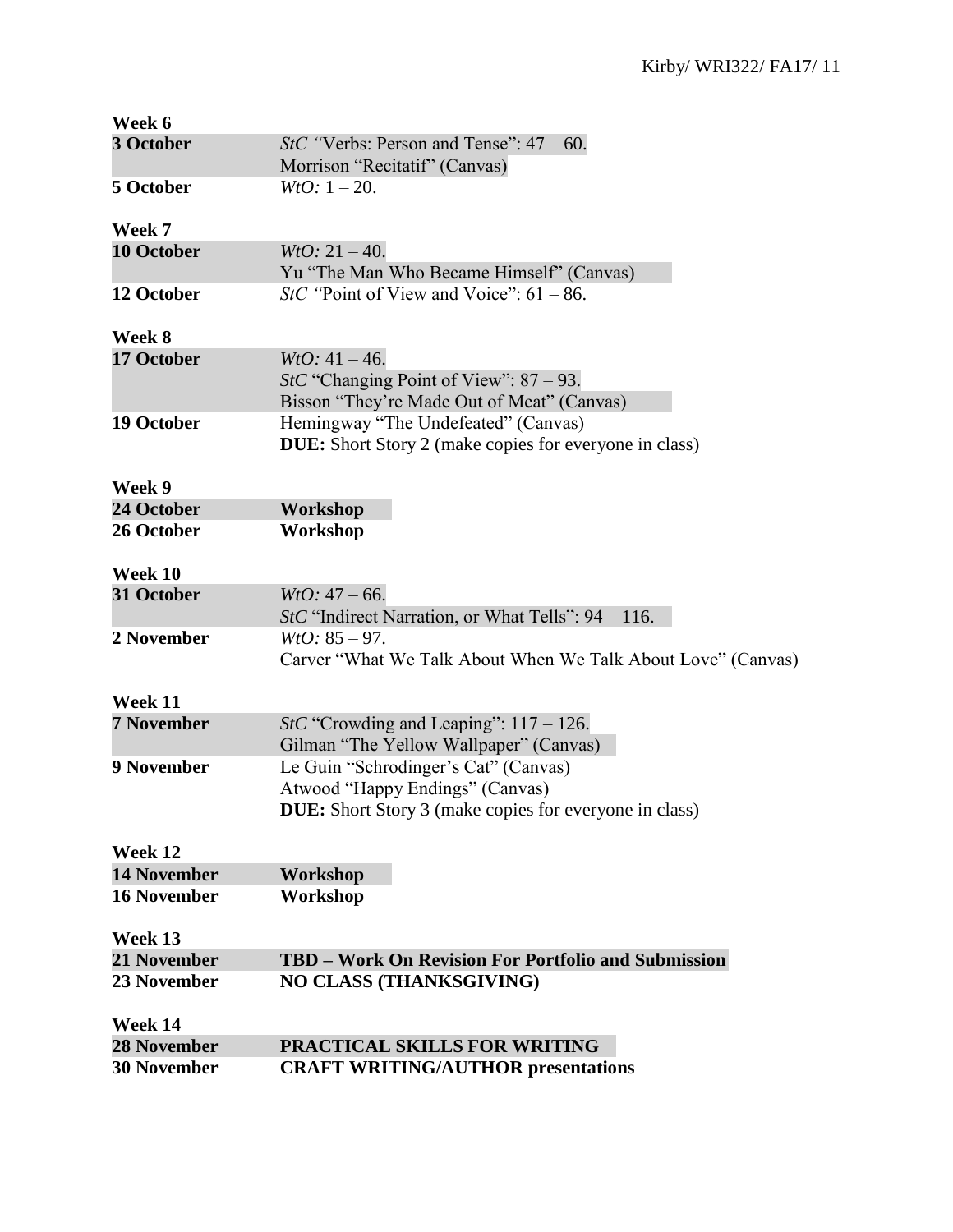**Week 6**

| | |
|---|---|
| **3 October** | *StC* "Verbs: Person and Tense": 47 – 60.<br>Morrison "Recitatif" (Canvas) |
| **5 October** | *WtO:* 1 – 20. |

**Week 7**

| | |
|---|---|
| **10 October** | *WtO:* 21 – 40.<br>Yu "The Man Who Became Himself" (Canvas) |
| **12 October** | *StC* "Point of View and Voice": 61 – 86. |

**Week 8**

| | |
|---|---|
| **17 October** | *WtO:* 41 – 46.<br>*StC* "Changing Point of View": 87 – 93.<br>Bisson "They're Made Out of Meat" (Canvas) |
| **19 October** | Hemingway "The Undefeated" (Canvas)<br>**DUE:** Short Story 2 (make copies for everyone in class) |

**Week 9**

| | |
|---|---|
| **24 October** | **Workshop** |
| **26 October** | **Workshop** |

**Week 10**

| | |
|---|---|
| **31 October** | *WtO:* 47 – 66.<br>*StC* "Indirect Narration, or What Tells": 94 – 116. |
| **2 November** | *WtO:* 85 – 97.<br>Carver "What We Talk About When We Talk About Love" (Canvas) |

**Week 11**

| | |
|---|---|
| **7 November** | *StC* "Crowding and Leaping": 117 – 126.<br>Gilman "The Yellow Wallpaper" (Canvas) |
| **9 November** | Le Guin "Schrodinger's Cat" (Canvas)<br>Atwood "Happy Endings" (Canvas)<br>**DUE:** Short Story 3 (make copies for everyone in class) |

**Week 12**

| | |
|---|---|
| **14 November** | **Workshop** |
| **16 November** | **Workshop** |

**Week 13**

| | |
|---|---|
| **21 November** | **TBD – Work On Revision For Portfolio and Submission** |
| **23 November** | **NO CLASS (THANKSGIVING)** |

**Week 14**

| | |
|---|---|
| **28 November** | **PRACTICAL SKILLS FOR WRITING** |
| **30 November** | **CRAFT WRITING/AUTHOR presentations** |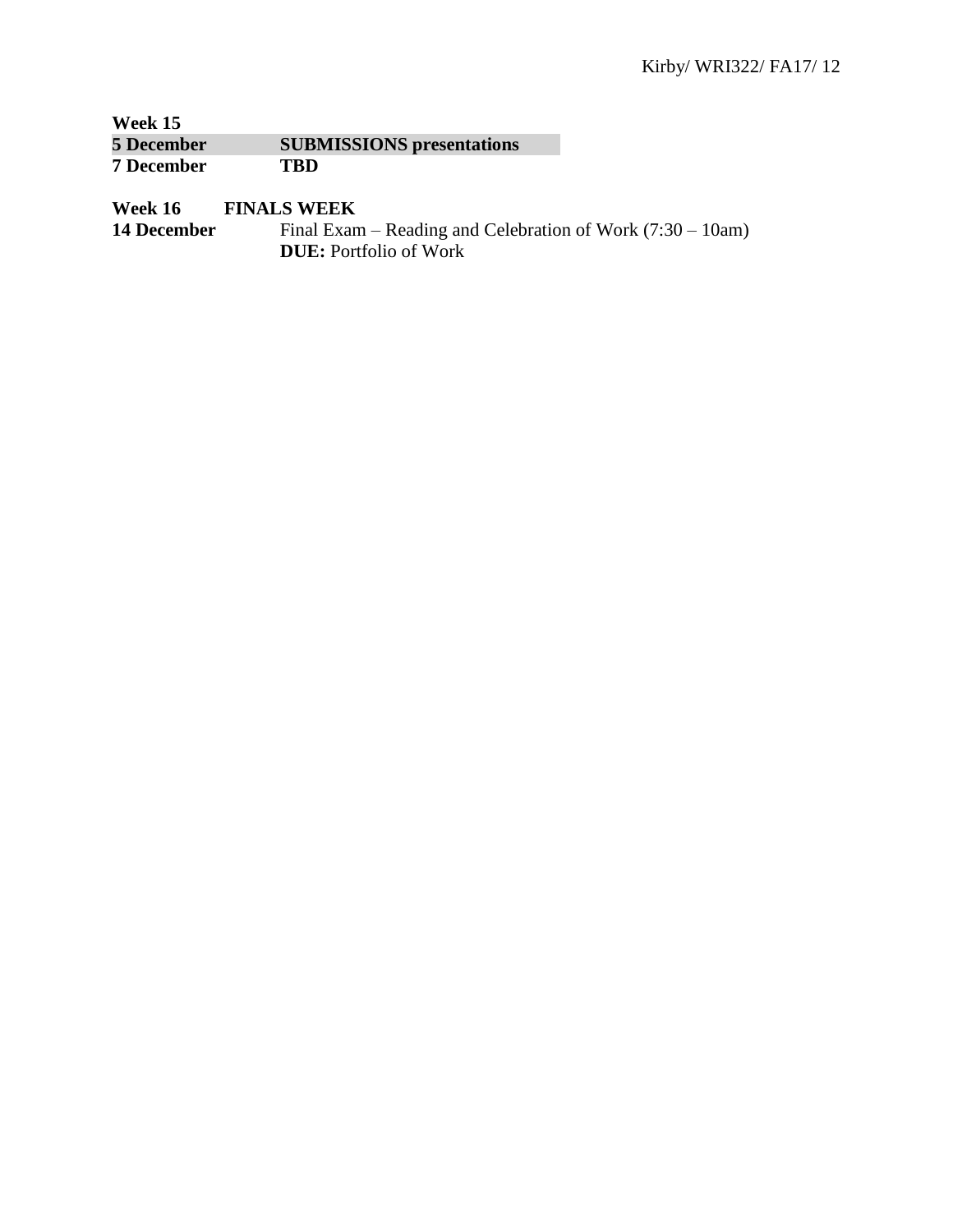**Week 15**

**5 December** **SUBMISSIONS presentations**

**7 December** **TBD**

**Week 16** **FINALS WEEK**

**14 December** Final Exam – Reading and Celebration of Work (7:30 – 10am)
**DUE:** Portfolio of Work